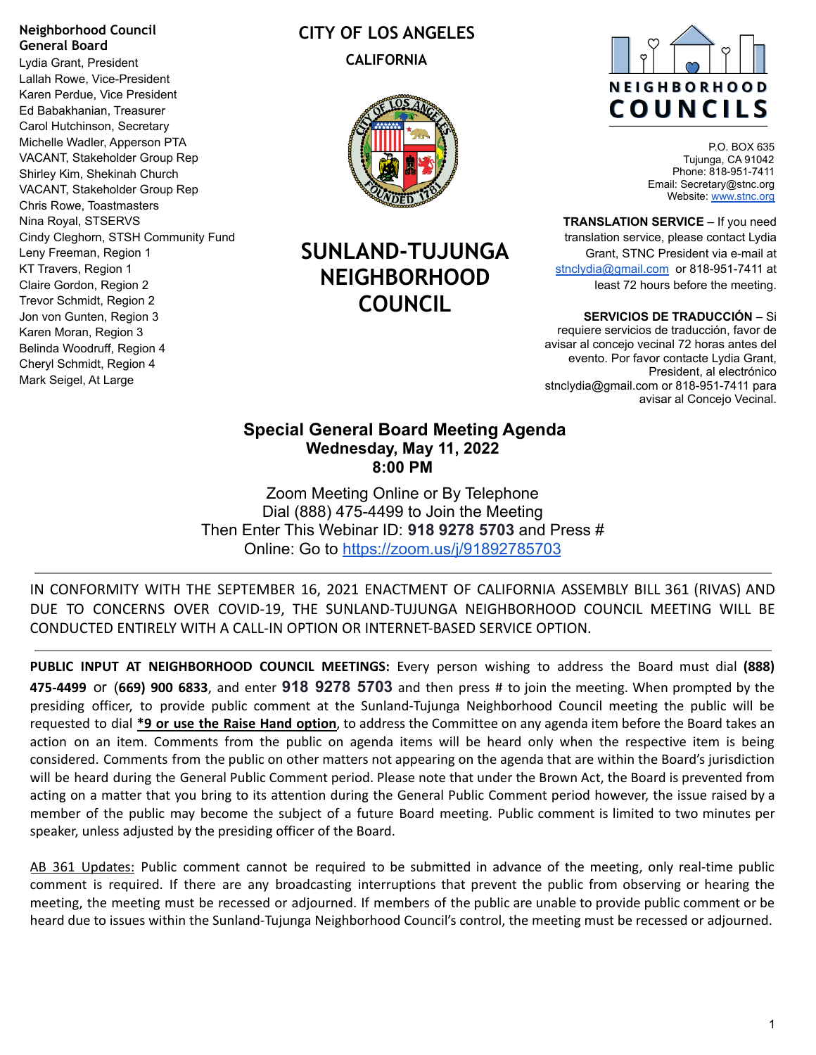**Neighborhood Council General Board**

Lydia Grant, President
Lallah Rowe, Vice-President
Karen Perdue, Vice President
Ed Babakhanian, Treasurer
Carol Hutchinson, Secretary
Michelle Wadler, Apperson PTA
VACANT, Stakeholder Group Rep
Shirley Kim, Shekinah Church
VACANT, Stakeholder Group Rep
Chris Rowe, Toastmasters
Nina Royal, STSERVS
Cindy Cleghorn, STSH Community Fund
Leny Freeman, Region 1
KT Travers, Region 1
Claire Gordon, Region 2
Trevor Schmidt, Region 2
Jon von Gunten, Region 3
Karen Moran, Region 3
Belinda Woodruff, Region 4
Cheryl Schmidt, Region 4
Mark Seigel, At Large

**CITY OF LOS ANGELES**

**CALIFORNIA**

# SUNLAND-TUJUNGA NEIGHBORHOOD COUNCIL

NEIGHBORHOOD COUNCILS

P.O. BOX 635
Tujunga, CA 91042
Phone: 818-951-7411
Email: Secretary@stnc.org
Website: www.stnc.org

**TRANSLATION SERVICE** – If you need translation service, please contact Lydia Grant, STNC President via e-mail at stnclydia@gmail.com or 818-951-7411 at least 72 hours before the meeting.

**SERVICIOS DE TRADUCCIÓN** – Si requiere servicios de traducción, favor de avisar al concejo vecinal 72 horas antes del evento. Por favor contacte Lydia Grant, President, al electrónico stnclydia@gmail.com or 818-951-7411 para avisar al Concejo Vecinal.

## Special General Board Meeting Agenda
**Wednesday, May 11, 2022**
**8:00 PM**

Zoom Meeting Online or By Telephone
Dial (888) 475-4499 to Join the Meeting
Then Enter This Webinar ID: **918 9278 5703** and Press #
Online: Go to https://zoom.us/j/91892785703

---

IN CONFORMITY WITH THE SEPTEMBER 16, 2021 ENACTMENT OF CALIFORNIA ASSEMBLY BILL 361 (RIVAS) AND DUE TO CONCERNS OVER COVID-19, THE SUNLAND-TUJUNGA NEIGHBORHOOD COUNCIL MEETING WILL BE CONDUCTED ENTIRELY WITH A CALL-IN OPTION OR INTERNET-BASED SERVICE OPTION.

---

**PUBLIC INPUT AT NEIGHBORHOOD COUNCIL MEETINGS:** Every person wishing to address the Board must dial **(888) 475-4499** or **(669) 900 6833**, and enter **918 9278 5703** and then press # to join the meeting. When prompted by the presiding officer, to provide public comment at the Sunland-Tujunga Neighborhood Council meeting the public will be requested to dial **<u>*9 or use the Raise Hand option</u>**, to address the Committee on any agenda item before the Board takes an action on an item. Comments from the public on agenda items will be heard only when the respective item is being considered. Comments from the public on other matters not appearing on the agenda that are within the Board's jurisdiction will be heard during the General Public Comment period. Please note that under the Brown Act, the Board is prevented from acting on a matter that you bring to its attention during the General Public Comment period however, the issue raised by a member of the public may become the subject of a future Board meeting. Public comment is limited to two minutes per speaker, unless adjusted by the presiding officer of the Board.

<u>AB 361 Updates:</u> Public comment cannot be required to be submitted in advance of the meeting, only real-time public comment is required. If there are any broadcasting interruptions that prevent the public from observing or hearing the meeting, the meeting must be recessed or adjourned. If members of the public are unable to provide public comment or be heard due to issues within the Sunland-Tujunga Neighborhood Council's control, the meeting must be recessed or adjourned.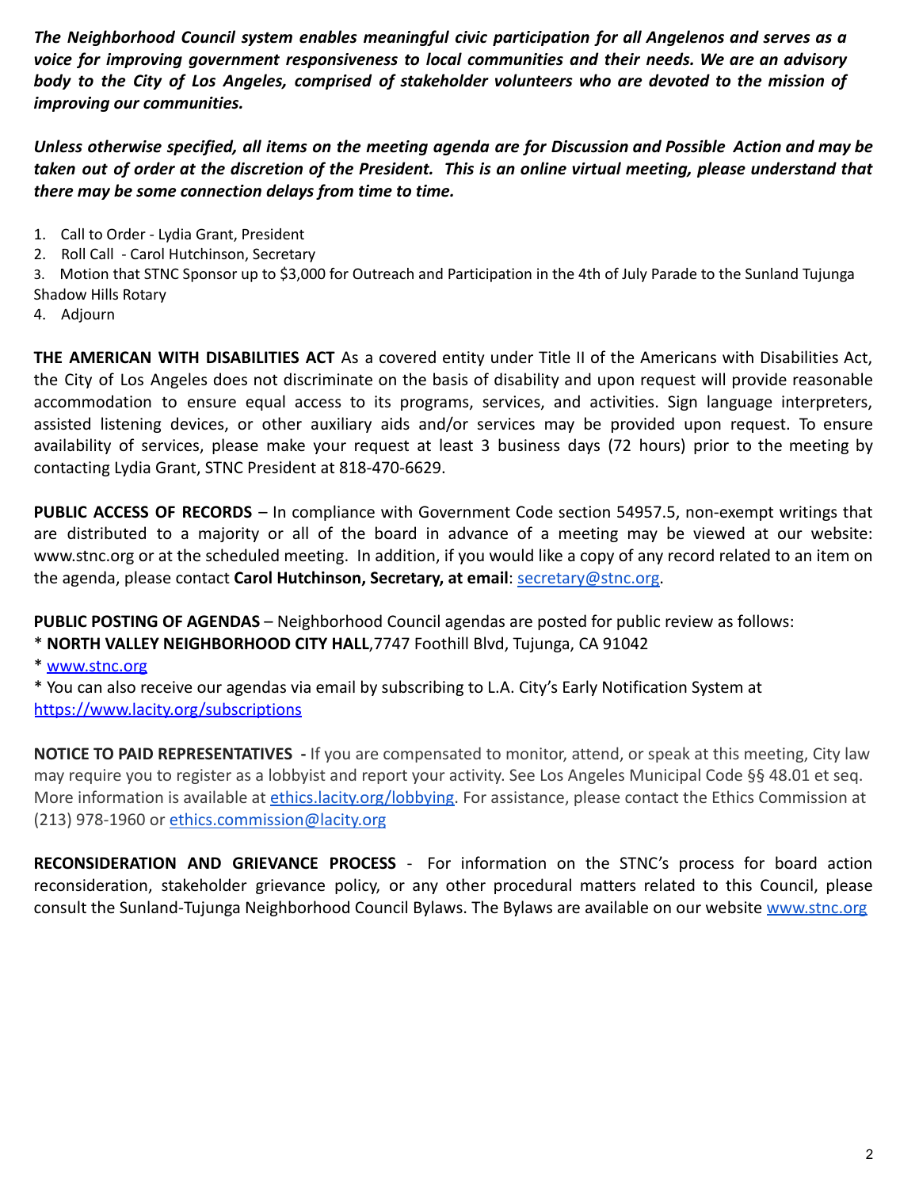***The Neighborhood Council system enables meaningful civic participation for all Angelenos and serves as a voice for improving government responsiveness to local communities and their needs. We are an advisory body to the City of Los Angeles, comprised of stakeholder volunteers who are devoted to the mission of improving our communities.***

***Unless otherwise specified, all items on the meeting agenda are for Discussion and Possible Action and may be taken out of order at the discretion of the President. This is an online virtual meeting, please understand that there may be some connection delays from time to time.***

1. Call to Order - Lydia Grant, President
2. Roll Call - Carol Hutchinson, Secretary
3. Motion that STNC Sponsor up to $3,000 for Outreach and Participation in the 4th of July Parade to the Sunland Tujunga Shadow Hills Rotary
4. Adjourn

**THE AMERICAN WITH DISABILITIES ACT** As a covered entity under Title II of the Americans with Disabilities Act, the City of Los Angeles does not discriminate on the basis of disability and upon request will provide reasonable accommodation to ensure equal access to its programs, services, and activities. Sign language interpreters, assisted listening devices, or other auxiliary aids and/or services may be provided upon request. To ensure availability of services, please make your request at least 3 business days (72 hours) prior to the meeting by contacting Lydia Grant, STNC President at 818-470-6629.

**PUBLIC ACCESS OF RECORDS** – In compliance with Government Code section 54957.5, non-exempt writings that are distributed to a majority or all of the board in advance of a meeting may be viewed at our website: www.stnc.org or at the scheduled meeting. In addition, if you would like a copy of any record related to an item on the agenda, please contact **Carol Hutchinson, Secretary, at email**: secretary@stnc.org.

**PUBLIC POSTING OF AGENDAS** – Neighborhood Council agendas are posted for public review as follows:
* **NORTH VALLEY NEIGHBORHOOD CITY HALL**,7747 Foothill Blvd, Tujunga, CA 91042
* www.stnc.org
* You can also receive our agendas via email by subscribing to L.A. City's Early Notification System at https://www.lacity.org/subscriptions

**NOTICE TO PAID REPRESENTATIVES -** If you are compensated to monitor, attend, or speak at this meeting, City law may require you to register as a lobbyist and report your activity. See Los Angeles Municipal Code §§ 48.01 et seq. More information is available at ethics.lacity.org/lobbying. For assistance, please contact the Ethics Commission at (213) 978-1960 or ethics.commission@lacity.org

**RECONSIDERATION AND GRIEVANCE PROCESS** - For information on the STNC's process for board action reconsideration, stakeholder grievance policy, or any other procedural matters related to this Council, please consult the Sunland-Tujunga Neighborhood Council Bylaws. The Bylaws are available on our website www.stnc.org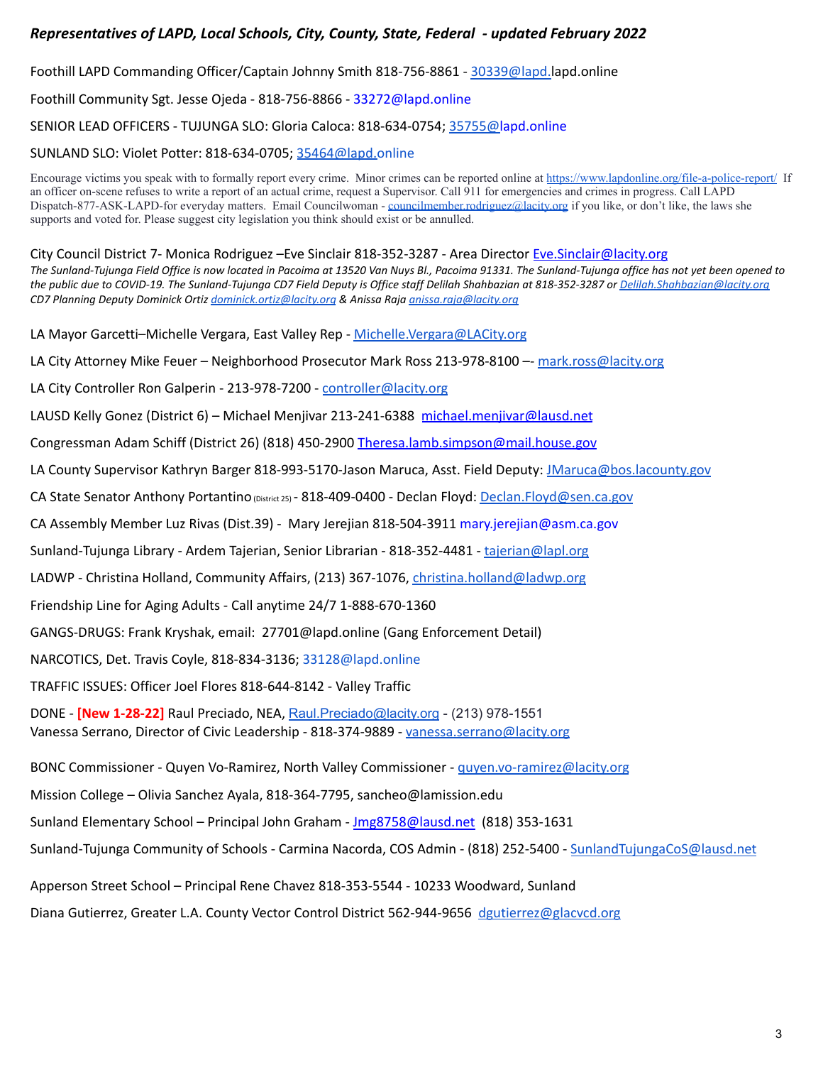# *Representatives of LAPD, Local Schools, City, County, State, Federal - updated February 2022*

Foothill LAPD Commanding Officer/Captain Johnny Smith 818-756-8861 - 30339@lapd.lapd.online

Foothill Community Sgt. Jesse Ojeda - 818-756-8866 - 33272@lapd.online

SENIOR LEAD OFFICERS - TUJUNGA SLO: Gloria Caloca: 818-634-0754; 35755@lapd.online

SUNLAND SLO: Violet Potter: 818-634-0705; 35464@lapd.online

Encourage victims you speak with to formally report every crime. Minor crimes can be reported online at https://www.lapdonline.org/file-a-police-report/ If an officer on-scene refuses to write a report of an actual crime, request a Supervisor. Call 911 for emergencies and crimes in progress. Call LAPD Dispatch-877-ASK-LAPD-for everyday matters. Email Councilwoman - councilmember.rodriguez@lacity.org if you like, or don't like, the laws she supports and voted for. Please suggest city legislation you think should exist or be annulled.

City Council District 7- Monica Rodriguez –Eve Sinclair 818-352-3287 - Area Director Eve.Sinclair@lacity.org
*The Sunland-Tujunga Field Office is now located in Pacoima at 13520 Van Nuys Bl., Pacoima 91331. The Sunland-Tujunga office has not yet been opened to the public due to COVID-19. The Sunland-Tujunga CD7 Field Deputy is Office staff Delilah Shahbazian at 818-352-3287 or Delilah.Shahbazian@lacity.org CD7 Planning Deputy Dominick Ortiz dominick.ortiz@lacity.org & Anissa Raja anissa.raja@lacity.org*

LA Mayor Garcetti–Michelle Vergara, East Valley Rep - Michelle.Vergara@LACity.org

LA City Attorney Mike Feuer – Neighborhood Prosecutor Mark Ross 213-978-8100 –- mark.ross@lacity.org

LA City Controller Ron Galperin - 213-978-7200 - controller@lacity.org

LAUSD Kelly Gonez (District 6) – Michael Menjivar 213-241-6388 michael.menjivar@lausd.net

Congressman Adam Schiff (District 26) (818) 450-2900 Theresa.lamb.simpson@mail.house.gov

LA County Supervisor Kathryn Barger 818-993-5170-Jason Maruca, Asst. Field Deputy: JMaruca@bos.lacounty.gov

CA State Senator Anthony Portantino (District 25) - 818-409-0400 - Declan Floyd: Declan.Floyd@sen.ca.gov

CA Assembly Member Luz Rivas (Dist.39) - Mary Jerejian 818-504-3911 mary.jerejian@asm.ca.gov

Sunland-Tujunga Library - Ardem Tajerian, Senior Librarian - 818-352-4481 - tajerian@lapl.org

LADWP - Christina Holland, Community Affairs, (213) 367-1076, christina.holland@ladwp.org

Friendship Line for Aging Adults - Call anytime 24/7 1-888-670-1360

GANGS-DRUGS: Frank Kryshak, email: 27701@lapd.online (Gang Enforcement Detail)

NARCOTICS, Det. Travis Coyle, 818-834-3136; 33128@lapd.online

TRAFFIC ISSUES: Officer Joel Flores 818-644-8142 - Valley Traffic

DONE - **[New 1-28-22]** Raul Preciado, NEA, Raul.Preciado@lacity.org - (213) 978-1551
Vanessa Serrano, Director of Civic Leadership - 818-374-9889 - vanessa.serrano@lacity.org

BONC Commissioner - Quyen Vo-Ramirez, North Valley Commissioner - quyen.vo-ramirez@lacity.org

Mission College – Olivia Sanchez Ayala, 818-364-7795, sancheo@lamission.edu

Sunland Elementary School – Principal John Graham - Jmg8758@lausd.net (818) 353-1631

Sunland-Tujunga Community of Schools - Carmina Nacorda, COS Admin - (818) 252-5400 - SunlandTujungaCoS@lausd.net

Apperson Street School – Principal Rene Chavez 818-353-5544 - 10233 Woodward, Sunland

Diana Gutierrez, Greater L.A. County Vector Control District 562-944-9656 dgutierrez@glacvcd.org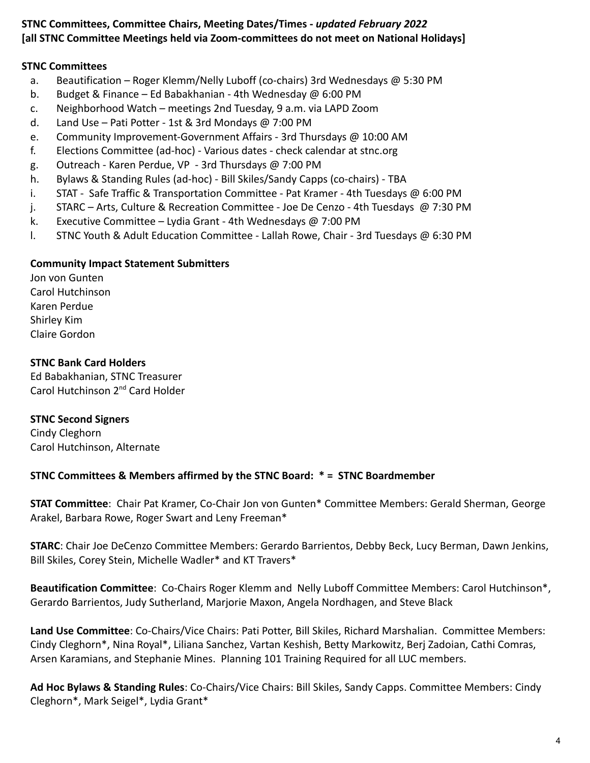**STNC Committees, Committee Chairs, Meeting Dates/Times -** ***updated February 2022***
**[all STNC Committee Meetings held via Zoom-committees do not meet on National Holidays]**

**STNC Committees**

a. Beautification – Roger Klemm/Nelly Luboff (co-chairs) 3rd Wednesdays @ 5:30 PM
b. Budget & Finance – Ed Babakhanian - 4th Wednesday @ 6:00 PM
c. Neighborhood Watch – meetings 2nd Tuesday, 9 a.m. via LAPD Zoom
d. Land Use – Pati Potter - 1st & 3rd Mondays @ 7:00 PM
e. Community Improvement-Government Affairs - 3rd Thursdays @ 10:00 AM
f. Elections Committee (ad-hoc) - Various dates - check calendar at stnc.org
g. Outreach - Karen Perdue, VP - 3rd Thursdays @ 7:00 PM
h. Bylaws & Standing Rules (ad-hoc) - Bill Skiles/Sandy Capps (co-chairs) - TBA
i. STAT - Safe Traffic & Transportation Committee - Pat Kramer - 4th Tuesdays @ 6:00 PM
j. STARC – Arts, Culture & Recreation Committee - Joe De Cenzo - 4th Tuesdays @ 7:30 PM
k. Executive Committee – Lydia Grant - 4th Wednesdays @ 7:00 PM
l. STNC Youth & Adult Education Committee - Lallah Rowe, Chair - 3rd Tuesdays @ 6:30 PM

**Community Impact Statement Submitters**

Jon von Gunten
Carol Hutchinson
Karen Perdue
Shirley Kim
Claire Gordon

**STNC Bank Card Holders**

Ed Babakhanian, STNC Treasurer
Carol Hutchinson 2nd Card Holder

**STNC Second Signers**

Cindy Cleghorn
Carol Hutchinson, Alternate

**STNC Committees & Members affirmed by the STNC Board: * = STNC Boardmember**

**STAT Committee**: Chair Pat Kramer, Co-Chair Jon von Gunten* Committee Members: Gerald Sherman, George Arakel, Barbara Rowe, Roger Swart and Leny Freeman*

**STARC**: Chair Joe DeCenzo Committee Members: Gerardo Barrientos, Debby Beck, Lucy Berman, Dawn Jenkins, Bill Skiles, Corey Stein, Michelle Wadler* and KT Travers*

**Beautification Committee**: Co-Chairs Roger Klemm and Nelly Luboff Committee Members: Carol Hutchinson*, Gerardo Barrientos, Judy Sutherland, Marjorie Maxon, Angela Nordhagen, and Steve Black

**Land Use Committee**: Co-Chairs/Vice Chairs: Pati Potter, Bill Skiles, Richard Marshalian. Committee Members: Cindy Cleghorn*, Nina Royal*, Liliana Sanchez, Vartan Keshish, Betty Markowitz, Berj Zadoian, Cathi Comras, Arsen Karamians, and Stephanie Mines. Planning 101 Training Required for all LUC members.

**Ad Hoc Bylaws & Standing Rules**: Co-Chairs/Vice Chairs: Bill Skiles, Sandy Capps. Committee Members: Cindy Cleghorn*, Mark Seigel*, Lydia Grant*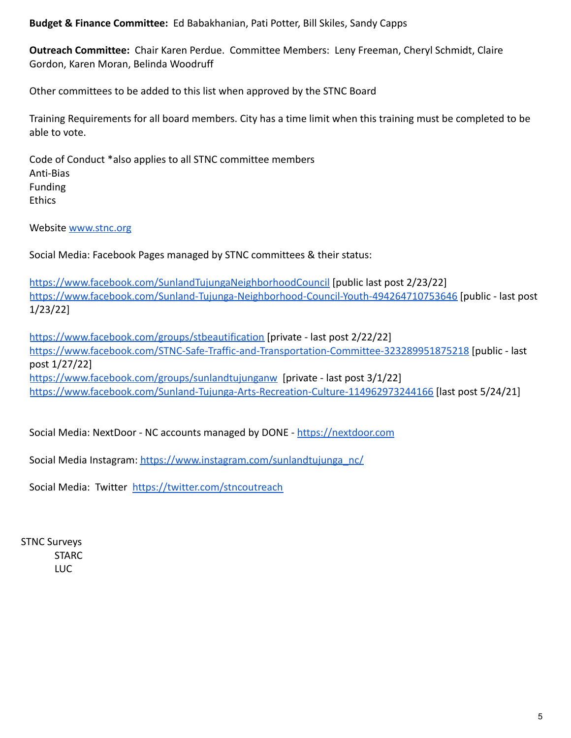**Budget & Finance Committee:** Ed Babakhanian, Pati Potter, Bill Skiles, Sandy Capps

**Outreach Committee:** Chair Karen Perdue. Committee Members: Leny Freeman, Cheryl Schmidt, Claire Gordon, Karen Moran, Belinda Woodruff

Other committees to be added to this list when approved by the STNC Board

Training Requirements for all board members. City has a time limit when this training must be completed to be able to vote.

Code of Conduct *also applies to all STNC committee members
Anti-Bias
Funding
Ethics

Website [www.stnc.org](http://www.stnc.org)

Social Media: Facebook Pages managed by STNC committees & their status:

[https://www.facebook.com/SunlandTujungaNeighborhoodCouncil](https://www.facebook.com/SunlandTujungaNeighborhoodCouncil) [public last post 2/23/22]
[https://www.facebook.com/Sunland-Tujunga-Neighborhood-Council-Youth-494264710753646](https://www.facebook.com/Sunland-Tujunga-Neighborhood-Council-Youth-494264710753646) [public - last post 1/23/22]

[https://www.facebook.com/groups/stbeautification](https://www.facebook.com/groups/stbeautification) [private - last post 2/22/22]
[https://www.facebook.com/STNC-Safe-Traffic-and-Transportation-Committee-323289951875218](https://www.facebook.com/STNC-Safe-Traffic-and-Transportation-Committee-323289951875218) [public - last post 1/27/22]
[https://www.facebook.com/groups/sunlandtujunganw](https://www.facebook.com/groups/sunlandtujunganw) [private - last post 3/1/22]
[https://www.facebook.com/Sunland-Tujunga-Arts-Recreation-Culture-114962973244166](https://www.facebook.com/Sunland-Tujunga-Arts-Recreation-Culture-114962973244166) [last post 5/24/21]

Social Media: NextDoor - NC accounts managed by DONE - [https://nextdoor.com](https://nextdoor.com)

Social Media Instagram: [https://www.instagram.com/sunlandtujunga_nc/](https://www.instagram.com/sunlandtujunga_nc/)

Social Media: Twitter [https://twitter.com/stncoutreach](https://twitter.com/stncoutreach)

STNC Surveys
- STARC
- LUC